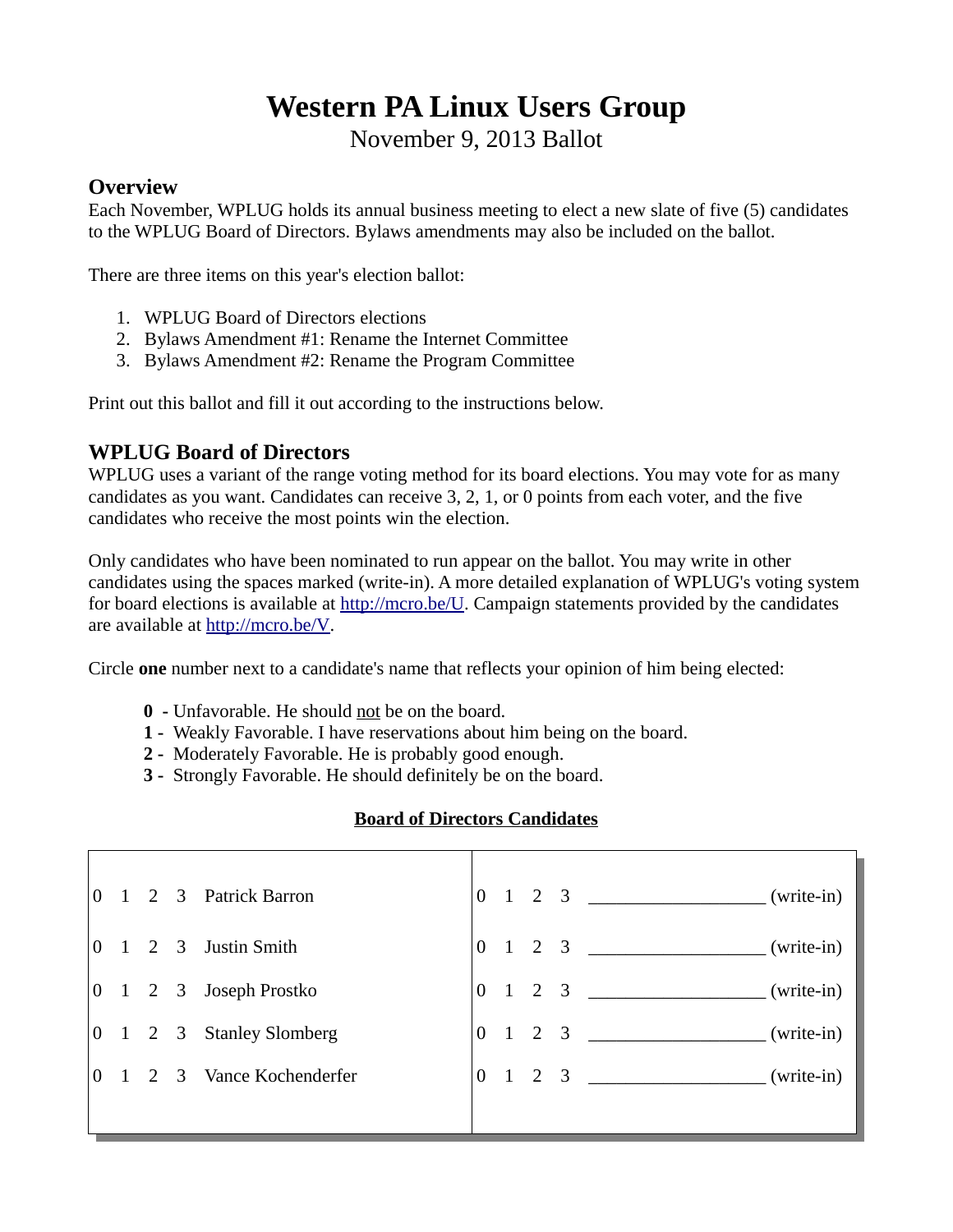# Western PA Linux Users Group

November 9, 2013 Ballot

## Overview

Each November, WPLUG holds its annual business meeting to elect a new slate of five (5) candidates to the WPLUG Board of Directors. Bylaws amendments may also be included on the ballot.

There are three items on this year's election ballot:

1. WPLUG Board of Directors elections
2. Bylaws Amendment #1: Rename the Internet Committee
3. Bylaws Amendment #2: Rename the Program Committee

Print out this ballot and fill it out according to the instructions below.

## WPLUG Board of Directors

WPLUG uses a variant of the range voting method for its board elections. You may vote for as many candidates as you want. Candidates can receive 3, 2, 1, or 0 points from each voter, and the five candidates who receive the most points win the election.

Only candidates who have been nominated to run appear on the ballot. You may write in other candidates using the spaces marked (write-in). A more detailed explanation of WPLUG's voting system for board elections is available at http://mcro.be/U. Campaign statements provided by the candidates are available at http://mcro.be/V.

Circle **one** number next to a candidate's name that reflects your opinion of him being elected:

- **0** - Unfavorable. He should not be on the board.
- **1** - Weakly Favorable. I have reservations about him being on the board.
- **2** - Moderately Favorable. He is probably good enough.
- **3** - Strongly Favorable. He should definitely be on the board.

**Board of Directors Candidates**

| Score | Candidate | Score | Candidate |
|---|---|---|---|
| 0 1 2 3 | Patrick Barron | 0 1 2 3 | __________________ (write-in) |
| 0 1 2 3 | Justin Smith | 0 1 2 3 | __________________ (write-in) |
| 0 1 2 3 | Joseph Prostko | 0 1 2 3 | __________________ (write-in) |
| 0 1 2 3 | Stanley Slomberg | 0 1 2 3 | __________________ (write-in) |
| 0 1 2 3 | Vance Kochenderfer | 0 1 2 3 | __________________ (write-in) |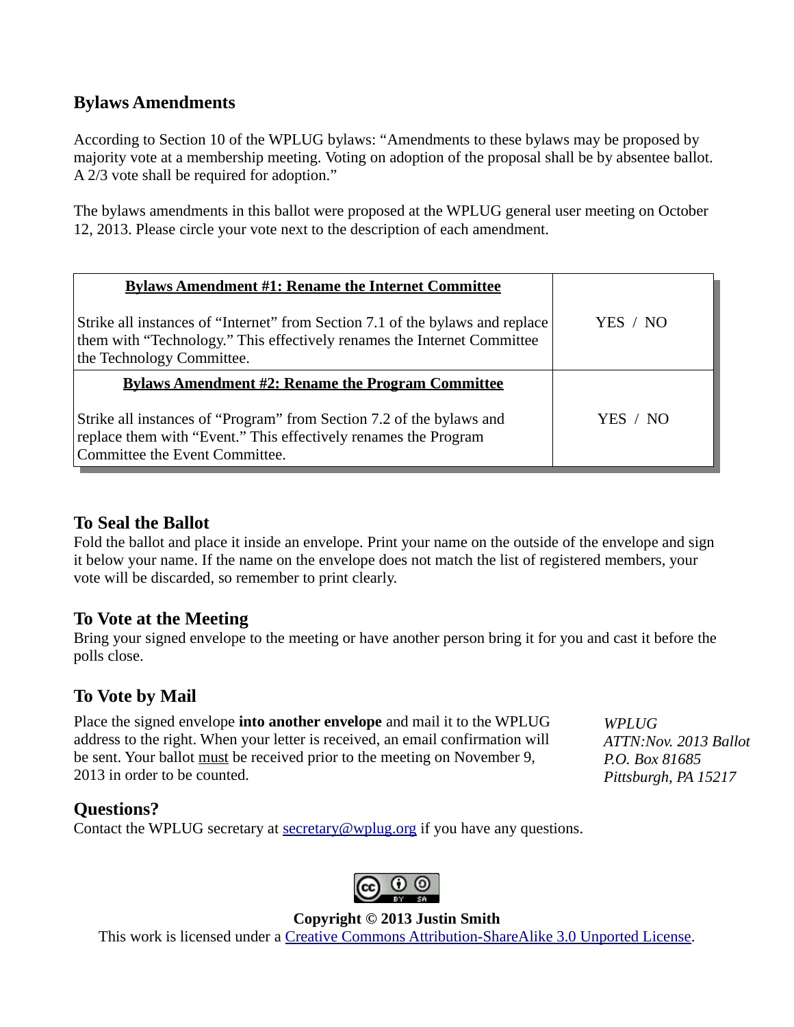## Bylaws Amendments

According to Section 10 of the WPLUG bylaws: "Amendments to these bylaws may be proposed by majority vote at a membership meeting. Voting on adoption of the proposal shall be by absentee ballot. A 2/3 vote shall be required for adoption."

The bylaws amendments in this ballot were proposed at the WPLUG general user meeting on October 12, 2013. Please circle your vote next to the description of each amendment.

| | |
|---|---|
| **Bylaws Amendment #1: Rename the Internet Committee**<br><br>Strike all instances of "Internet" from Section 7.1 of the bylaws and replace them with "Technology." This effectively renames the Internet Committee the Technology Committee. | YES / NO |
| **Bylaws Amendment #2: Rename the Program Committee**<br><br>Strike all instances of "Program" from Section 7.2 of the bylaws and replace them with "Event." This effectively renames the Program Committee the Event Committee. | YES / NO |

## To Seal the Ballot

Fold the ballot and place it inside an envelope. Print your name on the outside of the envelope and sign it below your name. If the name on the envelope does not match the list of registered members, your vote will be discarded, so remember to print clearly.

## To Vote at the Meeting

Bring your signed envelope to the meeting or have another person bring it for you and cast it before the polls close.

## To Vote by Mail

Place the signed envelope **into another envelope** and mail it to the WPLUG address to the right. When your letter is received, an email confirmation will be sent. Your ballot must be received prior to the meeting on November 9, 2013 in order to be counted.

*WPLUG*
*ATTN:Nov. 2013 Ballot*
*P.O. Box 81685*
*Pittsburgh, PA 15217*

## Questions?

Contact the WPLUG secretary at secretary@wplug.org if you have any questions.

**Copyright © 2013 Justin Smith**
This work is licensed under a Creative Commons Attribution-ShareAlike 3.0 Unported License.